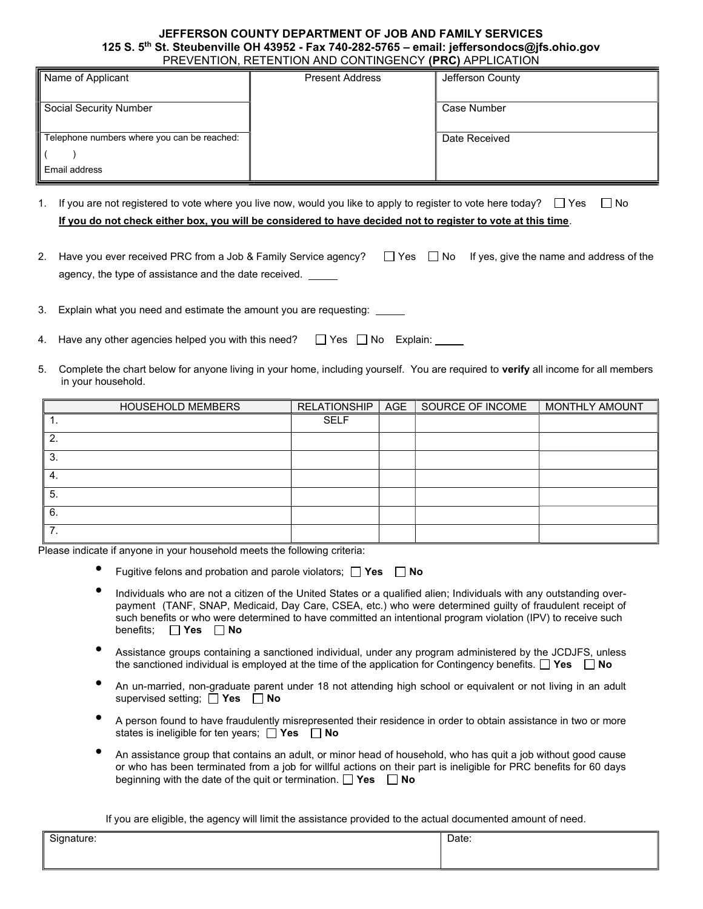# JEFFERSON COUNTY DEPARTMENT OF JOB AND FAMILY SERVICES

**125 S. 5th St. Steubenville OH 43952 - Fax 740-282-5765 – email: jeffersondocs@jfs.ohio.gov**

PREVENTION, RETENTION AND CONTINGENCY **(PRC)** APPLICATION

| Name of Applicant | Present Address | Jefferson County |
|---|---|---|
| Social Security Number | | Case Number |
| Telephone numbers where you can be reached: ( ) Email address | | Date Received |

1. If you are not registered to vote where you live now, would you like to apply to register to vote here today? ☐ Yes ☐ No
   **If you do not check either box, you will be considered to have decided not to register to vote at this time**.

2. Have you ever received PRC from a Job & Family Service agency? ☐ Yes ☐ No If yes, give the name and address of the agency, the type of assistance and the date received. _____

3. Explain what you need and estimate the amount you are requesting: _____

4. Have any other agencies helped you with this need? ☐ Yes ☐ No Explain: _____

5. Complete the chart below for anyone living in your home, including yourself. You are required to **verify** all income for all members in your household.

| HOUSEHOLD MEMBERS | RELATIONSHIP | AGE | SOURCE OF INCOME | MONTHLY AMOUNT |
|---|---|---|---|---|
| 1. | SELF | | | |
| 2. | | | | |
| 3. | | | | |
| 4. | | | | |
| 5. | | | | |
| 6. | | | | |
| 7. | | | | |

Please indicate if anyone in your household meets the following criteria:

- Fugitive felons and probation and parole violators; ☐ **Yes** ☐ **No**
- Individuals who are not a citizen of the United States or a qualified alien; Individuals with any outstanding over-payment (TANF, SNAP, Medicaid, Day Care, CSEA, etc.) who were determined guilty of fraudulent receipt of such benefits or who were determined to have committed an intentional program violation (IPV) to receive such benefits; ☐ **Yes** ☐ **No**
- Assistance groups containing a sanctioned individual, under any program administered by the JCDJFS, unless the sanctioned individual is employed at the time of the application for Contingency benefits. ☐ **Yes** ☐ **No**
- An un-married, non-graduate parent under 18 not attending high school or equivalent or not living in an adult supervised setting; ☐ **Yes** ☐ **No**
- A person found to have fraudulently misrepresented their residence in order to obtain assistance in two or more states is ineligible for ten years; ☐ **Yes** ☐ **No**
- An assistance group that contains an adult, or minor head of household, who has quit a job without good cause or who has been terminated from a job for willful actions on their part is ineligible for PRC benefits for 60 days beginning with the date of the quit or termination. ☐ **Yes** ☐ **No**

If you are eligible, the agency will limit the assistance provided to the actual documented amount of need.

| Signature: | Date: |
|---|---|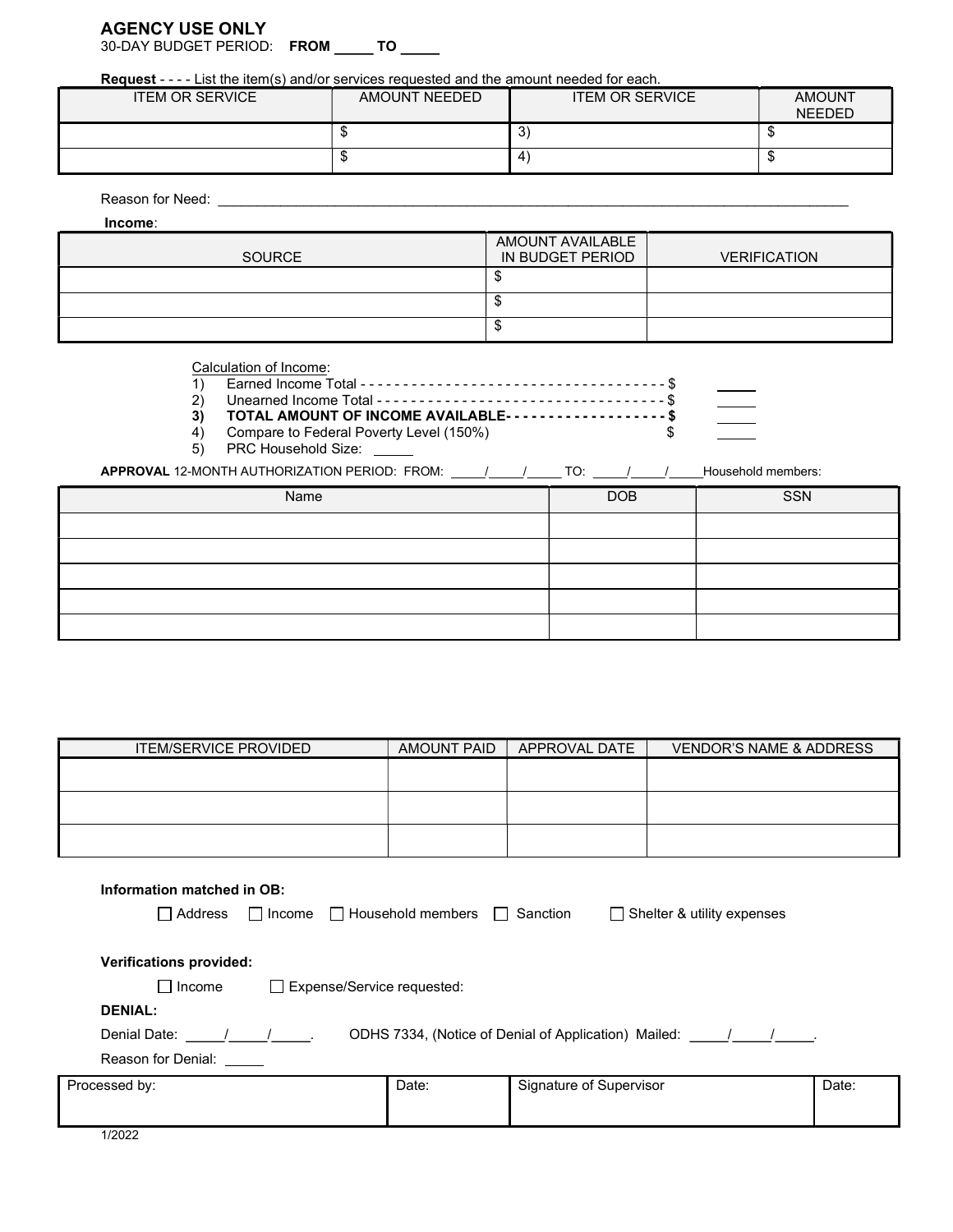## AGENCY USE ONLY

30-DAY BUDGET PERIOD: **FROM _____ TO _____**

**Request** - - - - List the item(s) and/or services requested and the amount needed for each.

| ITEM OR SERVICE | AMOUNT NEEDED | ITEM OR SERVICE | AMOUNT NEEDED |
|---|---|---|---|
| | $ | 3) | $ |
| | $ | 4) | $ |

Reason for Need: ___________________________________________________________________________

**Income**:

| SOURCE | AMOUNT AVAILABLE IN BUDGET PERIOD | VERIFICATION |
|---|---|---|
| | $ | |
| | $ | |
| | $ | |

Calculation of Income:

1) Earned Income Total - - - - - - - - - - - - - - - - - - - - - - - - - - - - - - - - - - - - $ _____
2) Unearned Income Total - - - - - - - - - - - - - - - - - - - - - - - - - - - - - - - - - - $ _____
3) **TOTAL AMOUNT OF INCOME AVAILABLE- - - - - - - - - - - - - - - - - - - $** _____
4) Compare to Federal Poverty Level (150%) $ _____
5) PRC Household Size: _____

**APPROVAL** 12-MONTH AUTHORIZATION PERIOD: FROM: _____/_____/_____ TO: _____/_____/_____Household members:

| Name | DOB | SSN |
|---|---|---|
| | | |
| | | |
| | | |
| | | |
| | | |

| ITEM/SERVICE PROVIDED | AMOUNT PAID | APPROVAL DATE | VENDOR'S NAME & ADDRESS |
|---|---|---|---|
| | | | |
| | | | |
| | | | |

**Information matched in OB:**

☐ Address ☐ Income ☐ Household members ☐ Sanction ☐ Shelter & utility expenses

**Verifications provided:**

☐ Income ☐ Expense/Service requested:

**DENIAL:**

Denial Date: _____/_____/_____. ODHS 7334, (Notice of Denial of Application) Mailed: _____/_____/_____.

Reason for Denial: _____

| Processed by: | Date: | Signature of Supervisor | Date: |
|---|---|---|---|
| | | | |

1/2022